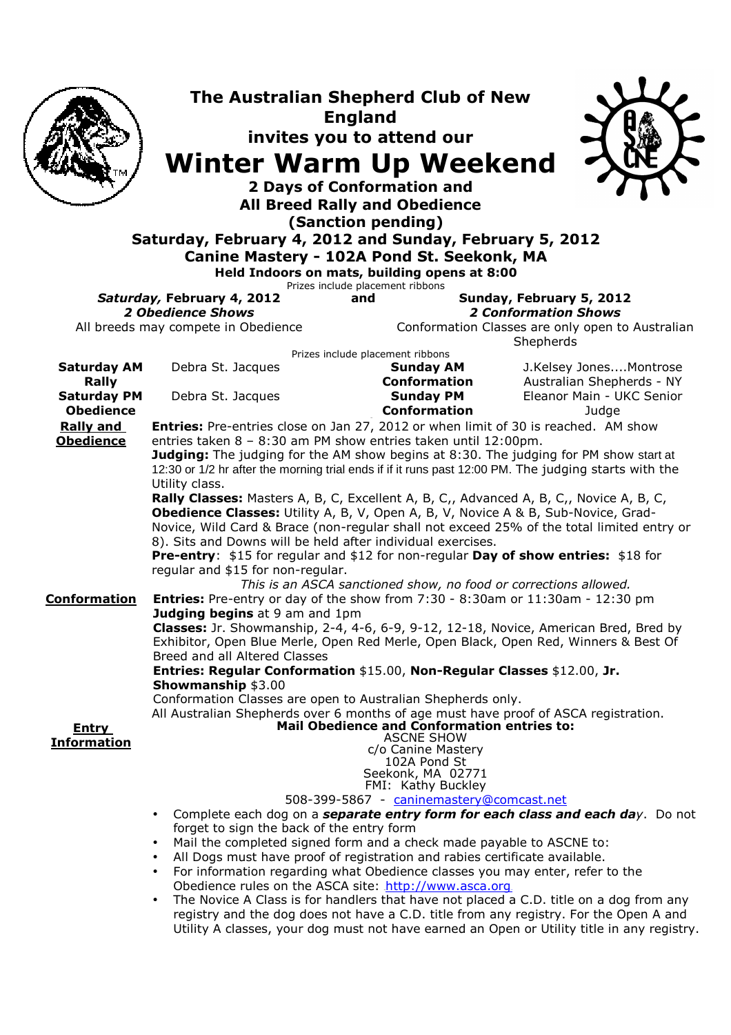# The Australian Shepherd Club of New England

## invites you to attend our

# Winter Warm Up Weekend

### 2 Days of Conformation and All Breed Rally and Obedience (Sanction pending)

### Saturday, February 4, 2012 and Sunday, February 5, 2012

### Canine Mastery - 102A Pond St. Seekonk, MA

**Held Indoors on mats, building opens at 8:00**

Prizes include placement ribbons

| ***Saturday,* February 4, 2012** | **and** | **Sunday, February 5, 2012** |
|---|---|---|
| ***2 Obedience Shows*** | | ***2 Conformation Shows*** |
| All breeds may compete in Obedience | | Conformation Classes are only open to Australian Shepherds |

Prizes include placement ribbons

| | | | |
|---|---|---|---|
| **Saturday AM Rally** | Debra St. Jacques | **Sunday AM Conformation** | J.Kelsey Jones....Montrose Australian Shepherds - NY |
| **Saturday PM Obedience** | Debra St. Jacques | **Sunday PM Conformation** | Eleanor Main - UKC Senior Judge |

**Rally and Obedience**

**Entries:** Pre-entries close on Jan 27, 2012 or when limit of 30 is reached. AM show entries taken 8 – 8:30 am PM show entries taken until 12:00pm.

**Judging:** The judging for the AM show begins at 8:30. The judging for PM show start at 12:30 or 1/2 hr after the morning trial ends if if it runs past 12:00 PM. The judging starts with the Utility class.

**Rally Classes:** Masters A, B, C, Excellent A, B, C,, Advanced A, B, C,, Novice A, B, C,

**Obedience Classes:** Utility A, B, V, Open A, B, V, Novice A & B, Sub-Novice, Grad-Novice, Wild Card & Brace (non-regular shall not exceed 25% of the total limited entry or 8). Sits and Downs will be held after individual exercises.

**Pre-entry**: $15 for regular and $12 for non-regular **Day of show entries:** $18 for regular and $15 for non-regular.

*This is an ASCA sanctioned show, no food or corrections allowed.*

**Conformation**

**Entries:** Pre-entry or day of the show from 7:30 - 8:30am or 11:30am - 12:30 pm

**Judging begins** at 9 am and 1pm

**Classes:** Jr. Showmanship, 2-4, 4-6, 6-9, 9-12, 12-18, Novice, American Bred, Bred by Exhibitor, Open Blue Merle, Open Red Merle, Open Black, Open Red, Winners & Best Of Breed and all Altered Classes

**Entries: Regular Conformation** $15.00, **Non-Regular Classes** $12.00, **Jr. Showmanship** $3.00

Conformation Classes are open to Australian Shepherds only.

All Australian Shepherds over 6 months of age must have proof of ASCA registration.

**Entry Information**

**Mail Obedience and Conformation entries to:**

ASCNE SHOW
c/o Canine Mastery
102A Pond St
Seekonk, MA 02771
FMI: Kathy Buckley
508-399-5867 - caninemastery@comcast.net

- Complete each dog on a ***separate entry form for each class and each day***. Do not forget to sign the back of the entry form
- Mail the completed signed form and a check made payable to ASCNE to:
- All Dogs must have proof of registration and rabies certificate available.
- For information regarding what Obedience classes you may enter, refer to the Obedience rules on the ASCA site: http://www.asca.org
- The Novice A Class is for handlers that have not placed a C.D. title on a dog from any registry and the dog does not have a C.D. title from any registry. For the Open A and Utility A classes, your dog must not have earned an Open or Utility title in any registry.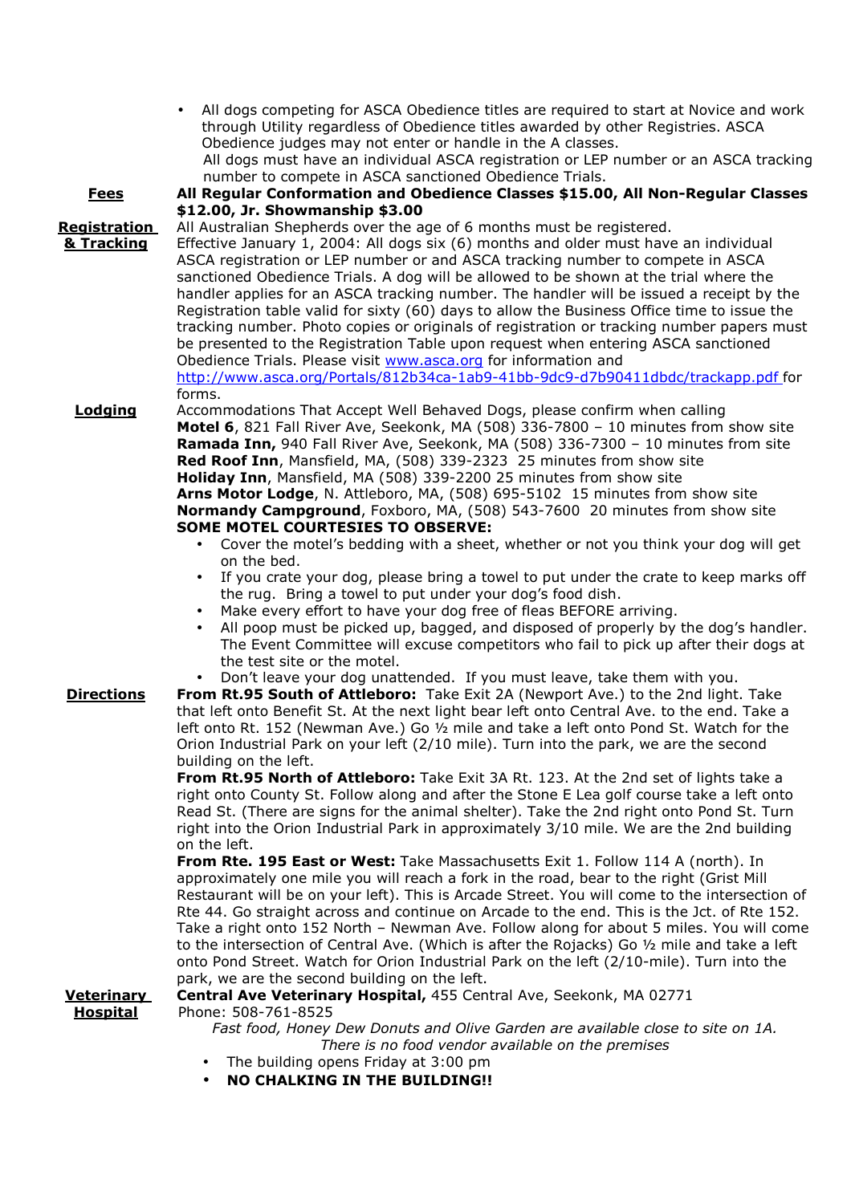- All dogs competing for ASCA Obedience titles are required to start at Novice and work through Utility regardless of Obedience titles awarded by other Registries. ASCA Obedience judges may not enter or handle in the A classes.
  All dogs must have an individual ASCA registration or LEP number or an ASCA tracking number to compete in ASCA sanctioned Obedience Trials.

**Fees**

**All Regular Conformation and Obedience Classes $15.00, All Non-Regular Classes $12.00, Jr. Showmanship $3.00**

**Registration & Tracking**

All Australian Shepherds over the age of 6 months must be registered.
Effective January 1, 2004: All dogs six (6) months and older must have an individual ASCA registration or LEP number or and ASCA tracking number to compete in ASCA sanctioned Obedience Trials. A dog will be allowed to be shown at the trial where the handler applies for an ASCA tracking number. The handler will be issued a receipt by the Registration table valid for sixty (60) days to allow the Business Office time to issue the tracking number. Photo copies or originals of registration or tracking number papers must be presented to the Registration Table upon request when entering ASCA sanctioned Obedience Trials. Please visit www.asca.org for information and http://www.asca.org/Portals/812b34ca-1ab9-41bb-9dc9-d7b90411dbdc/trackapp.pdf for forms.

**Lodging**

Accommodations That Accept Well Behaved Dogs, please confirm when calling
**Motel 6**, 821 Fall River Ave, Seekonk, MA (508) 336-7800 – 10 minutes from show site
**Ramada Inn,** 940 Fall River Ave, Seekonk, MA (508) 336-7300 – 10 minutes from site
**Red Roof Inn**, Mansfield, MA, (508) 339-2323 25 minutes from show site
**Holiday Inn**, Mansfield, MA (508) 339-2200 25 minutes from show site
**Arns Motor Lodge**, N. Attleboro, MA, (508) 695-5102 15 minutes from show site
**Normandy Campground**, Foxboro, MA, (508) 543-7600 20 minutes from show site

**SOME MOTEL COURTESIES TO OBSERVE:**

- Cover the motel's bedding with a sheet, whether or not you think your dog will get on the bed.
- If you crate your dog, please bring a towel to put under the crate to keep marks off the rug. Bring a towel to put under your dog's food dish.
- Make every effort to have your dog free of fleas BEFORE arriving.
- All poop must be picked up, bagged, and disposed of properly by the dog's handler. The Event Committee will excuse competitors who fail to pick up after their dogs at the test site or the motel.
- Don't leave your dog unattended. If you must leave, take them with you.

**Directions**

**From Rt.95 South of Attleboro:** Take Exit 2A (Newport Ave.) to the 2nd light. Take that left onto Benefit St. At the next light bear left onto Central Ave. to the end. Take a left onto Rt. 152 (Newman Ave.) Go ½ mile and take a left onto Pond St. Watch for the Orion Industrial Park on your left (2/10 mile). Turn into the park, we are the second building on the left.

**From Rt.95 North of Attleboro:** Take Exit 3A Rt. 123. At the 2nd set of lights take a right onto County St. Follow along and after the Stone E Lea golf course take a left onto Read St. (There are signs for the animal shelter). Take the 2nd right onto Pond St. Turn right into the Orion Industrial Park in approximately 3/10 mile. We are the 2nd building on the left.

**From Rte. 195 East or West:** Take Massachusetts Exit 1. Follow 114 A (north). In approximately one mile you will reach a fork in the road, bear to the right (Grist Mill Restaurant will be on your left). This is Arcade Street. You will come to the intersection of Rte 44. Go straight across and continue on Arcade to the end. This is the Jct. of Rte 152. Take a right onto 152 North – Newman Ave. Follow along for about 5 miles. You will come to the intersection of Central Ave. (Which is after the Rojacks) Go ½ mile and take a left onto Pond Street. Watch for Orion Industrial Park on the left (2/10-mile). Turn into the park, we are the second building on the left.

**Veterinary Hospital**

**Central Ave Veterinary Hospital,** 455 Central Ave, Seekonk, MA 02771
Phone: 508-761-8525

*Fast food, Honey Dew Donuts and Olive Garden are available close to site on 1A.*
*There is no food vendor available on the premises*

- The building opens Friday at 3:00 pm
- **NO CHALKING IN THE BUILDING!!**